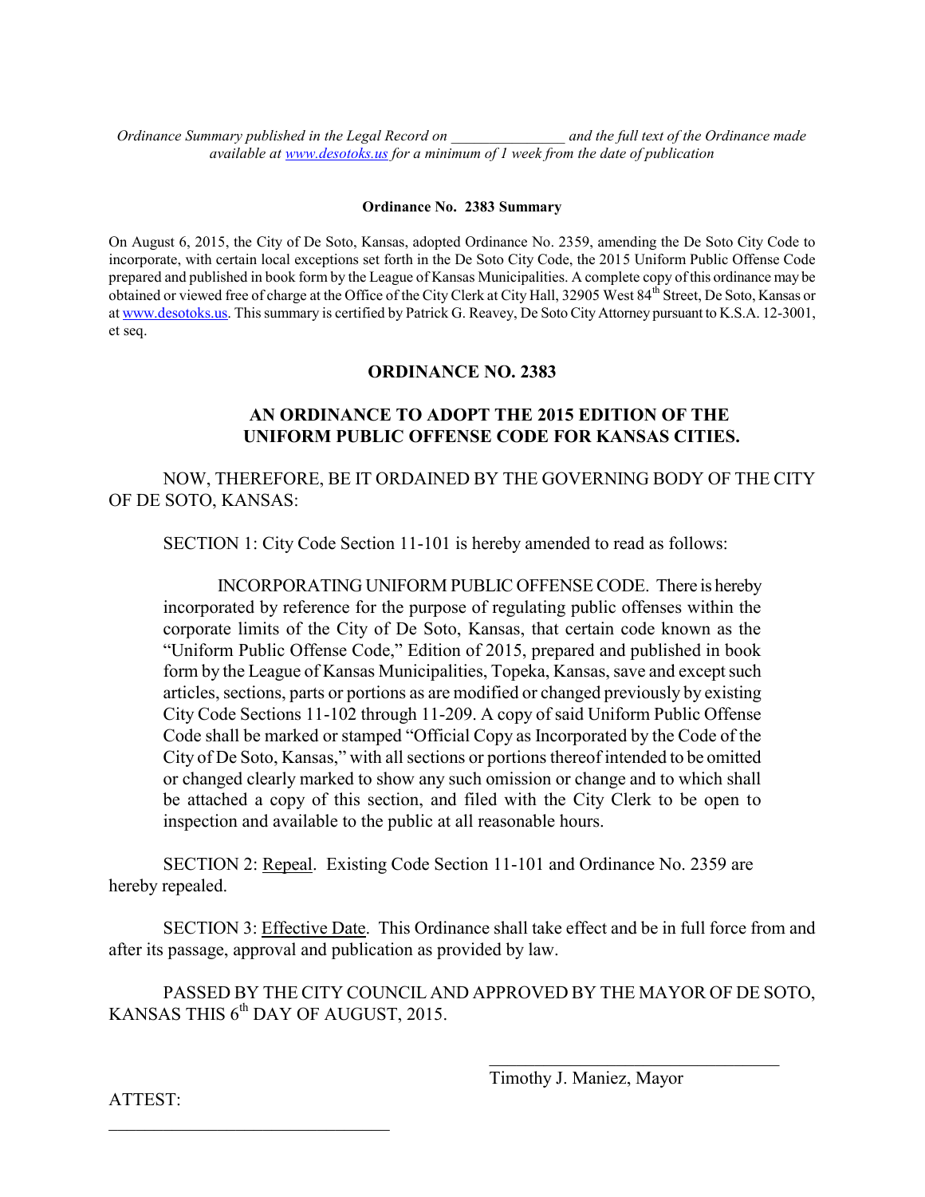*Ordinance Summary published in the Legal Record on _______________ and the full text of the Ordinance made available at [www.desotoks.us](http://www.desotoks.us) for a minimum of 1 week from the date of publication*

**Ordinance No. 2383 Summary**

On August 6, 2015, the City of De Soto, Kansas, adopted Ordinance No. 2359, amending the De Soto City Code to incorporate, with certain local exceptions set forth in the De Soto City Code, the 2015 Uniform Public Offense Code prepared and published in book form by the League of Kansas Municipalities. A complete copy of this ordinance may be obtained or viewed free of charge at the Office of the City Clerk at City Hall, 32905 West 84th Street, De Soto, Kansas or at [www.desotoks.us](http://www.desotoks.us). This summary is certified by Patrick G. Reavey, De Soto City Attorney pursuant to K.S.A. 12-3001, et seq.

## ORDINANCE NO. 2383

## AN ORDINANCE TO ADOPT THE 2015 EDITION OF THE UNIFORM PUBLIC OFFENSE CODE FOR KANSAS CITIES.

NOW, THEREFORE, BE IT ORDAINED BY THE GOVERNING BODY OF THE CITY OF DE SOTO, KANSAS:

SECTION 1: City Code Section 11-101 is hereby amended to read as follows:

> INCORPORATING UNIFORM PUBLIC OFFENSE CODE. There is hereby incorporated by reference for the purpose of regulating public offenses within the corporate limits of the City of De Soto, Kansas, that certain code known as the "Uniform Public Offense Code," Edition of 2015, prepared and published in book form by the League of Kansas Municipalities, Topeka, Kansas, save and except such articles, sections, parts or portions as are modified or changed previously by existing City Code Sections 11-102 through 11-209. A copy of said Uniform Public Offense Code shall be marked or stamped "Official Copy as Incorporated by the Code of the City of De Soto, Kansas," with all sections or portions thereof intended to be omitted or changed clearly marked to show any such omission or change and to which shall be attached a copy of this section, and filed with the City Clerk to be open to inspection and available to the public at all reasonable hours.

SECTION 2: Repeal. Existing Code Section 11-101 and Ordinance No. 2359 are hereby repealed.

SECTION 3: Effective Date. This Ordinance shall take effect and be in full force from and after its passage, approval and publication as provided by law.

PASSED BY THE CITY COUNCIL AND APPROVED BY THE MAYOR OF DE SOTO, KANSAS THIS 6th DAY OF AUGUST, 2015.

_________________________________
Timothy J. Maniez, Mayor

ATTEST:

_________________________________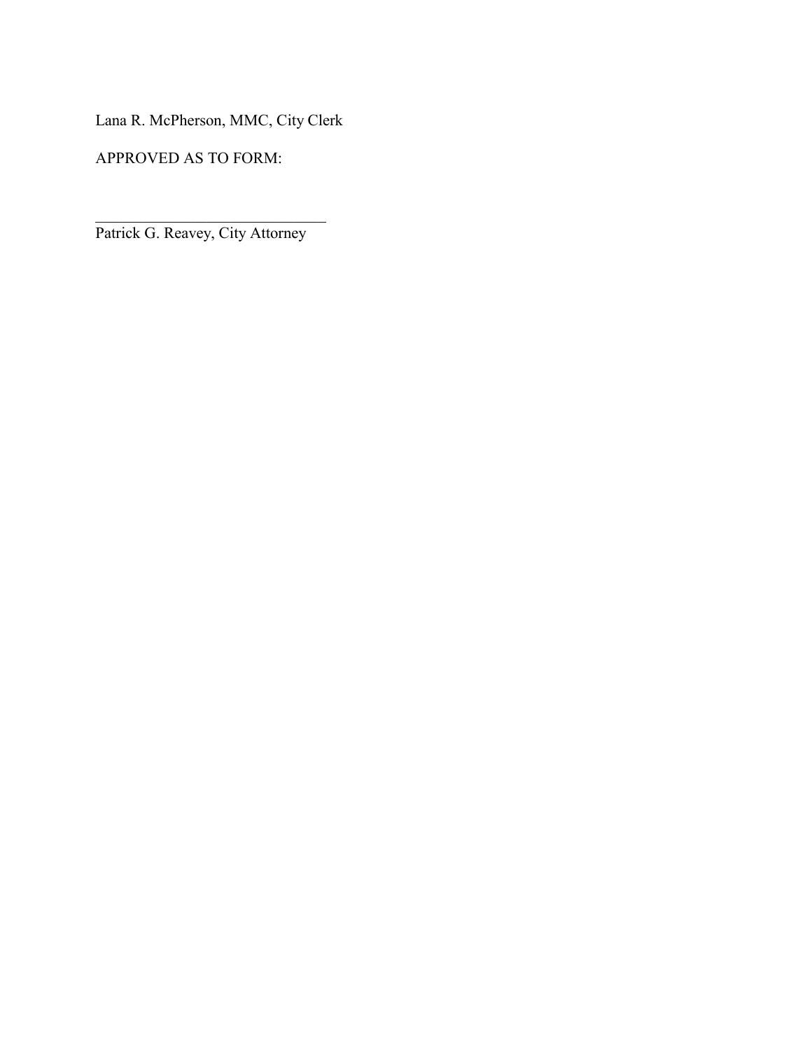Lana R. McPherson, MMC, City Clerk

APPROVED AS TO FORM:

\_\_\_\_\_\_\_\_\_\_\_\_\_\_\_\_\_\_\_\_\_\_\_\_\_\_\_\_\_\_\_\_

Patrick G. Reavey, City Attorney